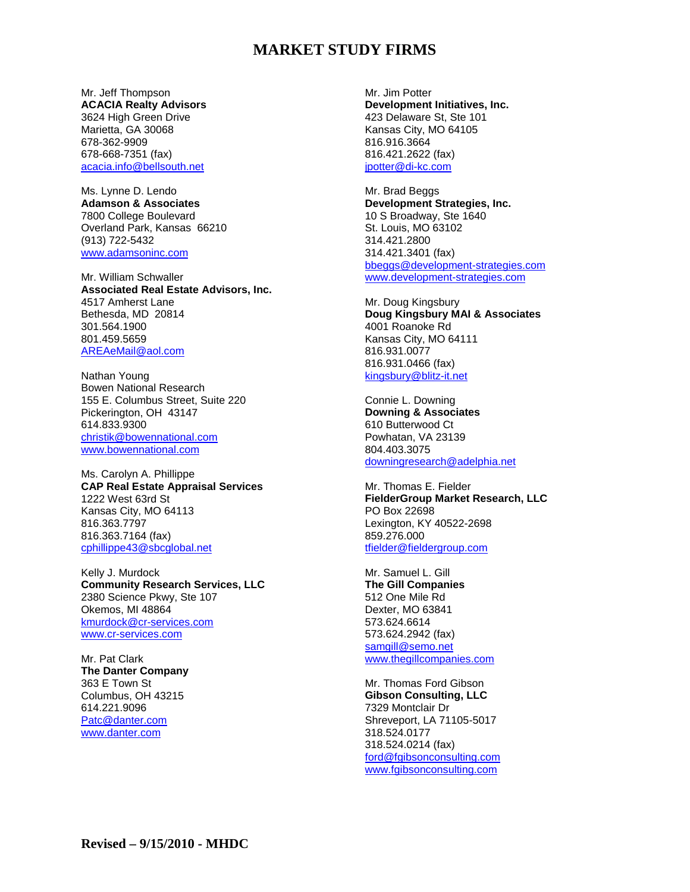# MARKET STUDY FIRMS

Mr. Jeff Thompson
**ACACIA Realty Advisors**
3624 High Green Drive
Marietta, GA 30068
678-362-9909
678-668-7351 (fax)
acacia.info@bellsouth.net

Ms. Lynne D. Lendo
**Adamson & Associates**
7800 College Boulevard
Overland Park, Kansas 66210
(913) 722-5432
www.adamsoninc.com

Mr. William Schwaller
**Associated Real Estate Advisors, Inc.**
4517 Amherst Lane
Bethesda, MD 20814
301.564.1900
801.459.5659
AREAeMail@aol.com

Nathan Young
Bowen National Research
155 E. Columbus Street, Suite 220
Pickerington, OH 43147
614.833.9300
christik@bowennational.com
www.bowennational.com

Ms. Carolyn A. Phillippe
**CAP Real Estate Appraisal Services**
1222 West 63rd St
Kansas City, MO 64113
816.363.7797
816.363.7164 (fax)
cphillippe43@sbcglobal.net

Kelly J. Murdock
**Community Research Services, LLC**
2380 Science Pkwy, Ste 107
Okemos, MI 48864
kmurdock@cr-services.com
www.cr-services.com

Mr. Pat Clark
**The Danter Company**
363 E Town St
Columbus, OH 43215
614.221.9096
Patc@danter.com
www.danter.com

Mr. Jim Potter
**Development Initiatives, Inc.**
423 Delaware St, Ste 101
Kansas City, MO 64105
816.916.3664
816.421.2622 (fax)
jpotter@di-kc.com

Mr. Brad Beggs
**Development Strategies, Inc.**
10 S Broadway, Ste 1640
St. Louis, MO 63102
314.421.2800
314.421.3401 (fax)
bbeggs@development-strategies.com
www.development-strategies.com

Mr. Doug Kingsbury
**Doug Kingsbury MAI & Associates**
4001 Roanoke Rd
Kansas City, MO 64111
816.931.0077
816.931.0466 (fax)
kingsbury@blitz-it.net

Connie L. Downing
**Downing & Associates**
610 Butterwood Ct
Powhatan, VA 23139
804.403.3075
downingresearch@adelphia.net

Mr. Thomas E. Fielder
**FielderGroup Market Research, LLC**
PO Box 22698
Lexington, KY 40522-2698
859.276.000
tfielder@fieldergroup.com

Mr. Samuel L. Gill
**The Gill Companies**
512 One Mile Rd
Dexter, MO 63841
573.624.6614
573.624.2942 (fax)
samgill@semo.net
www.thegillcompanies.com

Mr. Thomas Ford Gibson
**Gibson Consulting, LLC**
7329 Montclair Dr
Shreveport, LA 71105-5017
318.524.0177
318.524.0214 (fax)
ford@fgibsonconsulting.com
www.fgibsonconsulting.com

**Revised – 9/15/2010 - MHDC**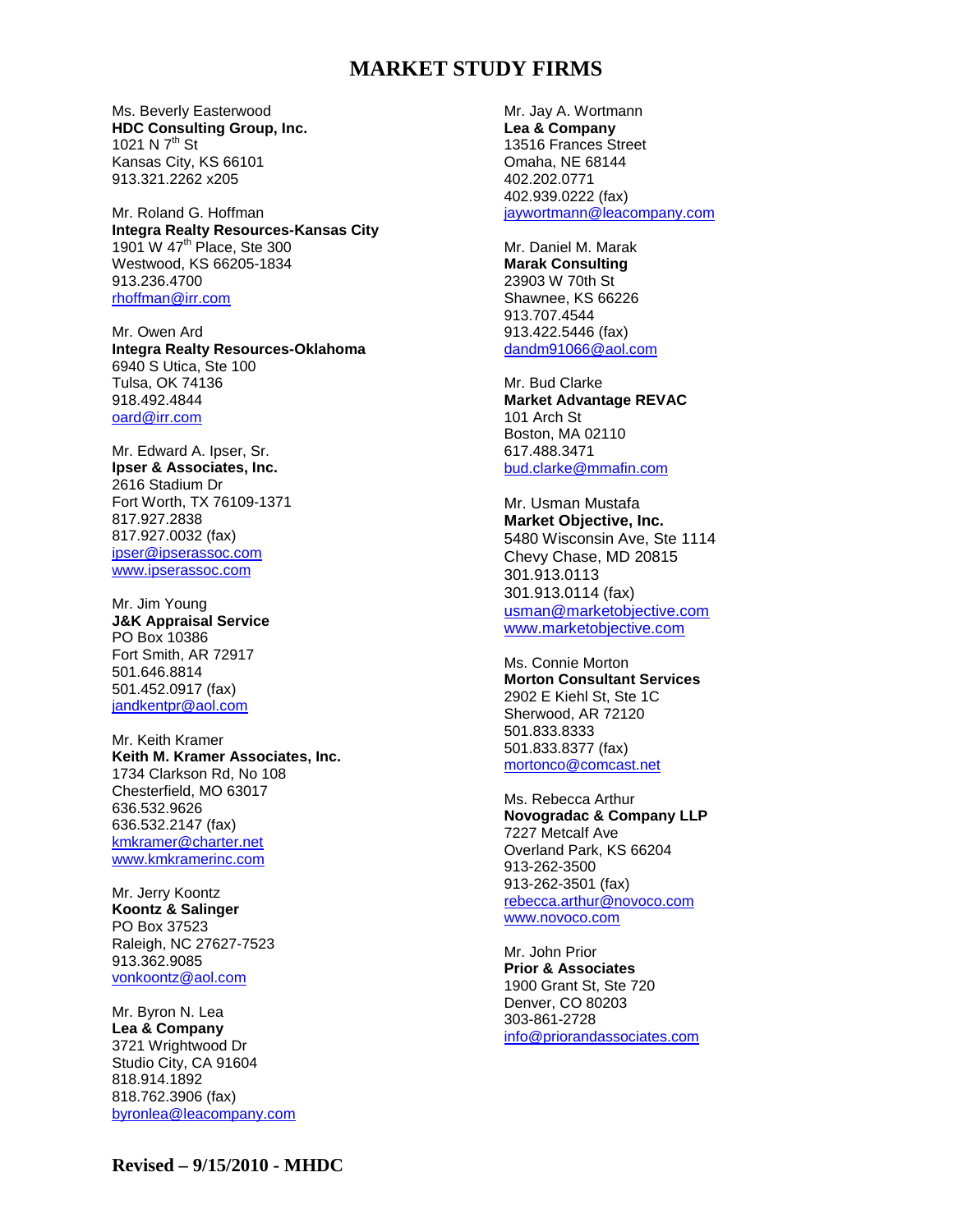# MARKET STUDY FIRMS

Ms. Beverly Easterwood
**HDC Consulting Group, Inc.**
1021 N 7th St
Kansas City, KS 66101
913.321.2262 x205

Mr. Roland G. Hoffman
**Integra Realty Resources-Kansas City**
1901 W 47th Place, Ste 300
Westwood, KS 66205-1834
913.236.4700
rhoffman@irr.com

Mr. Owen Ard
**Integra Realty Resources-Oklahoma**
6940 S Utica, Ste 100
Tulsa, OK 74136
918.492.4844
oard@irr.com

Mr. Edward A. Ipser, Sr.
**Ipser & Associates, Inc.**
2616 Stadium Dr
Fort Worth, TX 76109-1371
817.927.2838
817.927.0032 (fax)
ipser@ipserassoc.com
www.ipserassoc.com

Mr. Jim Young
**J&K Appraisal Service**
PO Box 10386
Fort Smith, AR 72917
501.646.8814
501.452.0917 (fax)
jandkentpr@aol.com

Mr. Keith Kramer
**Keith M. Kramer Associates, Inc.**
1734 Clarkson Rd, No 108
Chesterfield, MO 63017
636.532.9626
636.532.2147 (fax)
kmkramer@charter.net
www.kmkramerinc.com

Mr. Jerry Koontz
**Koontz & Salinger**
PO Box 37523
Raleigh, NC 27627-7523
913.362.9085
vonkoontz@aol.com

Mr. Byron N. Lea
**Lea & Company**
3721 Wrightwood Dr
Studio City, CA 91604
818.914.1892
818.762.3906 (fax)
byronlea@leacompany.com

Mr. Jay A. Wortmann
**Lea & Company**
13516 Frances Street
Omaha, NE 68144
402.202.0771
402.939.0222 (fax)
jaywortmann@leacompany.com

Mr. Daniel M. Marak
**Marak Consulting**
23903 W 70th St
Shawnee, KS 66226
913.707.4544
913.422.5446 (fax)
dandm91066@aol.com

Mr. Bud Clarke
**Market Advantage REVAC**
101 Arch St
Boston, MA 02110
617.488.3471
bud.clarke@mmafin.com

Mr. Usman Mustafa
**Market Objective, Inc.**
5480 Wisconsin Ave, Ste 1114
Chevy Chase, MD 20815
301.913.0113
301.913.0114 (fax)
usman@marketobjective.com
www.marketobjective.com

Ms. Connie Morton
**Morton Consultant Services**
2902 E Kiehl St, Ste 1C
Sherwood, AR 72120
501.833.8333
501.833.8377 (fax)
mortonco@comcast.net

Ms. Rebecca Arthur
**Novogradac & Company LLP**
7227 Metcalf Ave
Overland Park, KS 66204
913-262-3500
913-262-3501 (fax)
rebecca.arthur@novoco.com
www.novoco.com

Mr. John Prior
**Prior & Associates**
1900 Grant St, Ste 720
Denver, CO 80203
303-861-2728
info@priorandassociates.com

**Revised – 9/15/2010 - MHDC**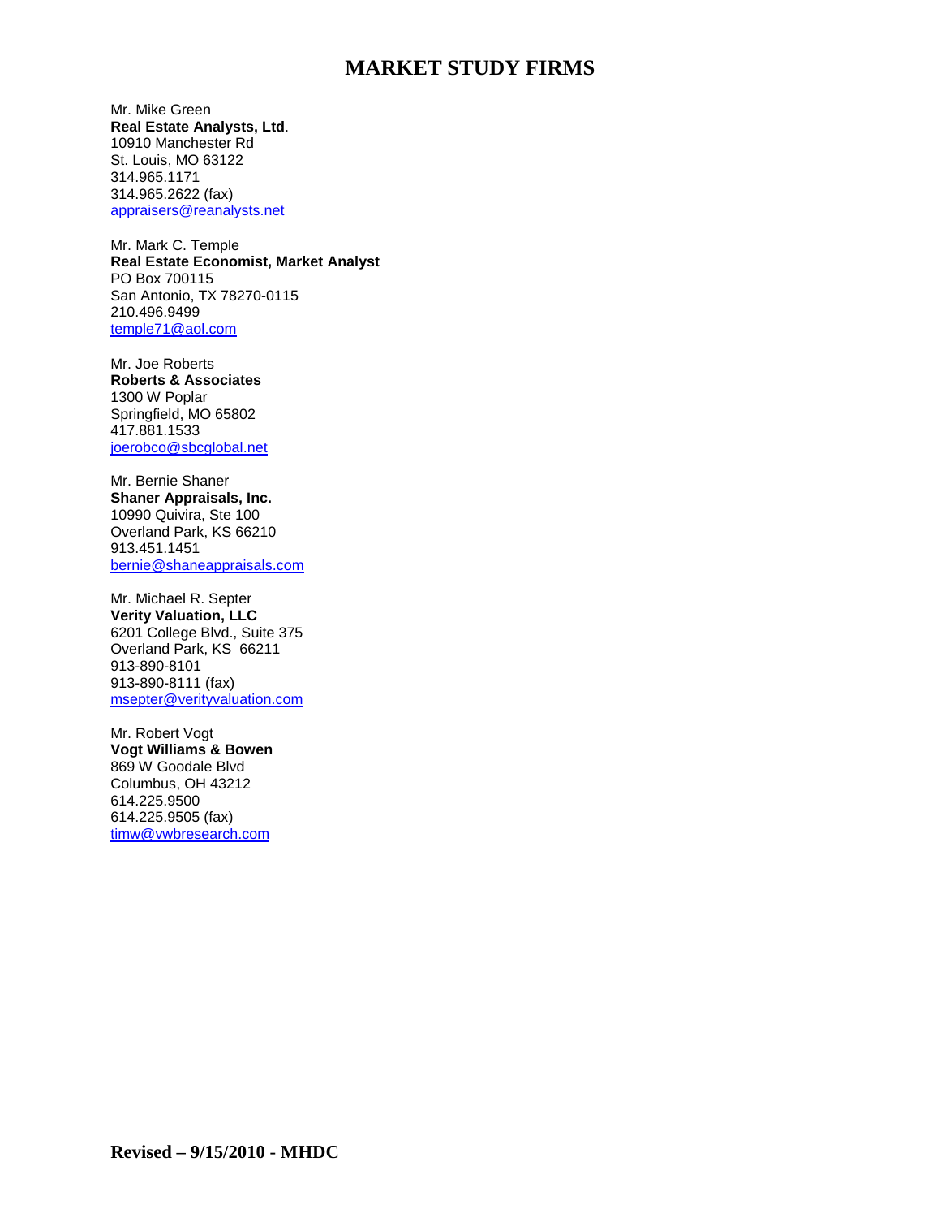# MARKET STUDY FIRMS

Mr. Mike Green
**Real Estate Analysts, Ltd**.
10910 Manchester Rd
St. Louis, MO 63122
314.965.1171
314.965.2622 (fax)
appraisers@reanalysts.net

Mr. Mark C. Temple
**Real Estate Economist, Market Analyst**
PO Box 700115
San Antonio, TX 78270-0115
210.496.9499
temple71@aol.com

Mr. Joe Roberts
**Roberts & Associates**
1300 W Poplar
Springfield, MO 65802
417.881.1533
joerobco@sbcglobal.net

Mr. Bernie Shaner
**Shaner Appraisals, Inc.**
10990 Quivira, Ste 100
Overland Park, KS 66210
913.451.1451
bernie@shaneappraisals.com

Mr. Michael R. Septer
**Verity Valuation, LLC**
6201 College Blvd., Suite 375
Overland Park, KS 66211
913-890-8101
913-890-8111 (fax)
msepter@verityvaluation.com

Mr. Robert Vogt
**Vogt Williams & Bowen**
869 W Goodale Blvd
Columbus, OH 43212
614.225.9500
614.225.9505 (fax)
timw@vwbresearch.com

**Revised – 9/15/2010 - MHDC**